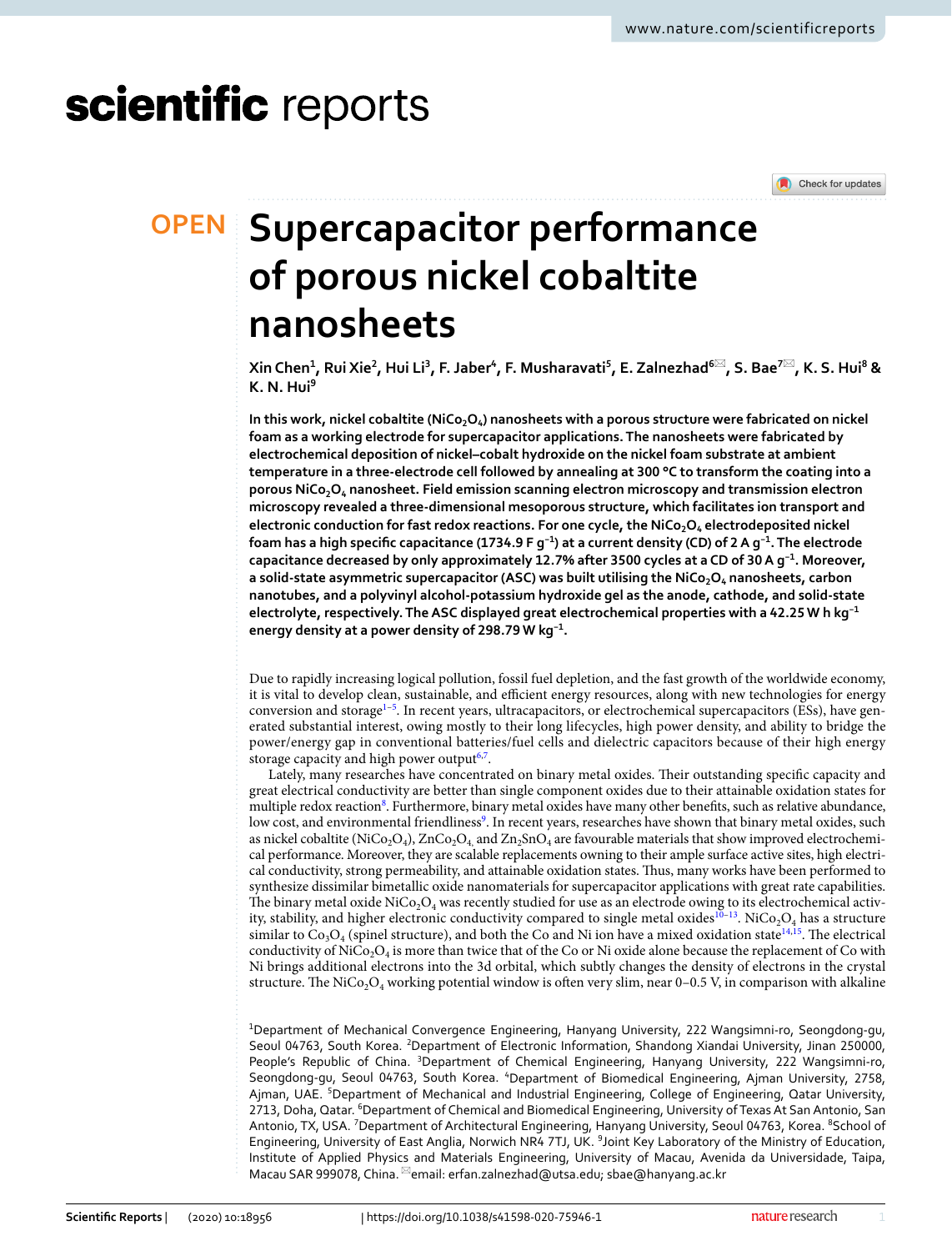# Supercapacitor performance of porous nickel cobaltite nanosheets

**Xin Chen[1], Rui Xie[2], Hui Li[3], F. Jaber[4], F. Musharavati[5], E. Zalnezhad[6]✉, S. Bae[7]✉, K. S. Hui[8] & K. N. Hui[9]**

**In this work, nickel cobaltite ($NiCo_2O_4$) nanosheets with a porous structure were fabricated on nickel foam as a working electrode for supercapacitor applications. The nanosheets were fabricated by electrochemical deposition of nickel–cobalt hydroxide on the nickel foam substrate at ambient temperature in a three-electrode cell followed by annealing at 300 °C to transform the coating into a porous $NiCo_2O_4$ nanosheet. Field emission scanning electron microscopy and transmission electron microscopy revealed a three-dimensional mesoporous structure, which facilitates ion transport and electronic conduction for fast redox reactions. For one cycle, the $NiCo_2O_4$ electrodeposited nickel foam has a high specific capacitance (1734.9 F $g^{-1}$) at a current density (CD) of 2 A $g^{-1}$. The electrode capacitance decreased by only approximately 12.7% after 3500 cycles at a CD of 30 A $g^{-1}$. Moreover, a solid-state asymmetric supercapacitor (ASC) was built utilising the $NiCo_2O_4$ nanosheets, carbon nanotubes, and a polyvinyl alcohol-potassium hydroxide gel as the anode, cathode, and solid-state electrolyte, respectively. The ASC displayed great electrochemical properties with a 42.25 W h $kg^{-1}$ energy density at a power density of 298.79 W $kg^{-1}$.**

Due to rapidly increasing logical pollution, fossil fuel depletion, and the fast growth of the worldwide economy, it is vital to develop clean, sustainable, and efficient energy resources, along with new technologies for energy conversion and storage[1–5]. In recent years, ultracapacitors, or electrochemical supercapacitors (ESs), have generated substantial interest, owing mostly to their long lifecycles, high power density, and ability to bridge the power/energy gap in conventional batteries/fuel cells and dielectric capacitors because of their high energy storage capacity and high power output[6,7].

Lately, many researches have concentrated on binary metal oxides. Their outstanding specific capacity and great electrical conductivity are better than single component oxides due to their attainable oxidation states for multiple redox reaction[8]. Furthermore, binary metal oxides have many other benefits, such as relative abundance, low cost, and environmental friendliness[9]. In recent years, researches have shown that binary metal oxides, such as nickel cobaltite ($NiCo_2O_4$), $ZnCo_2O_4$, and $Zn_2SnO_4$ are favourable materials that show improved electrochemical performance. Moreover, they are scalable replacements owning to their ample surface active sites, high electrical conductivity, strong permeability, and attainable oxidation states. Thus, many works have been performed to synthesize dissimilar bimetallic oxide nanomaterials for supercapacitor applications with great rate capabilities. The binary metal oxide $NiCo_2O_4$ was recently studied for use as an electrode owing to its electrochemical activity, stability, and higher electronic conductivity compared to single metal oxides[10–13]. $NiCo_2O_4$ has a structure similar to $Co_3O_4$ (spinel structure), and both the Co and Ni ion have a mixed oxidation state[14,15]. The electrical conductivity of $NiCo_2O_4$ is more than twice that of the Co or Ni oxide alone because the replacement of Co with Ni brings additional electrons into the 3d orbital, which subtly changes the density of electrons in the crystal structure. The $NiCo_2O_4$ working potential window is often very slim, near 0–0.5 V, in comparison with alkaline

[1]Department of Mechanical Convergence Engineering, Hanyang University, 222 Wangsimni-ro, Seongdong-gu, Seoul 04763, South Korea. [2]Department of Electronic Information, Shandong Xiandai University, Jinan 250000, People's Republic of China. [3]Department of Chemical Engineering, Hanyang University, 222 Wangsimni-ro, Seongdong-gu, Seoul 04763, South Korea. [4]Department of Biomedical Engineering, Ajman University, 2758, Ajman, UAE. [5]Department of Mechanical and Industrial Engineering, College of Engineering, Qatar University, 2713, Doha, Qatar. [6]Department of Chemical and Biomedical Engineering, University of Texas At San Antonio, San Antonio, TX, USA. [7]Department of Architectural Engineering, Hanyang University, Seoul 04763, Korea. [8]School of Engineering, University of East Anglia, Norwich NR4 7TJ, UK. [9]Joint Key Laboratory of the Ministry of Education, Institute of Applied Physics and Materials Engineering, University of Macau, Avenida da Universidade, Taipa, Macau SAR 999078, China. ✉email: erfan.zalnezhad@utsa.edu; sbae@hanyang.ac.kr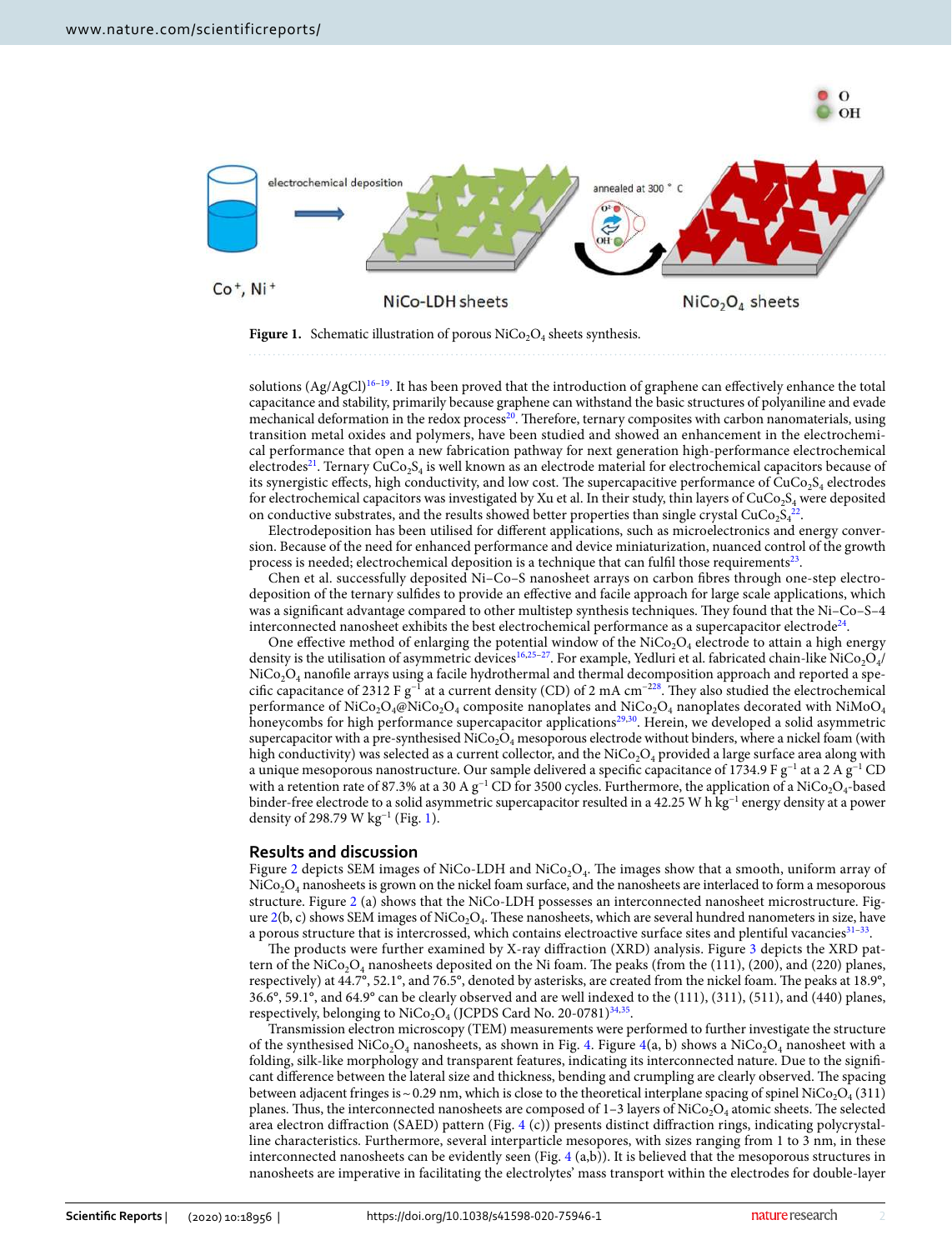**Figure 1.** Schematic illustration of porous $NiCo_2O_4$ sheets synthesis.

solutions (Ag/AgCl)[16–19]. It has been proved that the introduction of graphene can effectively enhance the total capacitance and stability, primarily because graphene can withstand the basic structures of polyaniline and evade mechanical deformation in the redox process[20]. Therefore, ternary composites with carbon nanomaterials, using transition metal oxides and polymers, have been studied and showed an enhancement in the electrochemical performance that open a new fabrication pathway for next generation high-performance electrochemical electrodes[21]. Ternary $CuCo_2S_4$ is well known as an electrode material for electrochemical capacitors because of its synergistic effects, high conductivity, and low cost. The supercapacitive performance of $CuCo_2S_4$ electrodes for electrochemical capacitors was investigated by Xu et al. In their study, thin layers of $CuCo_2S_4$ were deposited on conductive substrates, and the results showed better properties than single crystal $CuCo_2S_4$[22].

Electrodeposition has been utilised for different applications, such as microelectronics and energy conversion. Because of the need for enhanced performance and device miniaturization, nuanced control of the growth process is needed; electrochemical deposition is a technique that can fulfil those requirements[23].

Chen et al. successfully deposited Ni–Co–S nanosheet arrays on carbon fibres through one-step electrodeposition of the ternary sulfides to provide an effective and facile approach for large scale applications, which was a significant advantage compared to other multistep synthesis techniques. They found that the Ni–Co–S-4 interconnected nanosheet exhibits the best electrochemical performance as a supercapacitor electrode[24].

One effective method of enlarging the potential window of the $NiCo_2O_4$ electrode to attain a high energy density is the utilisation of asymmetric devices[16,25–27]. For example, Yedluri et al. fabricated chain-like $NiCo_2O_4$/$NiCo_2O_4$ nanofile arrays using a facile hydrothermal and thermal decomposition approach and reported a specific capacitance of 2312 F $g^{-1}$ at a current density (CD) of 2 mA $cm^{-2}$[28]. They also studied the electrochemical performance of $NiCo_2O_4$@$NiCo_2O_4$ composite nanoplates and $NiCo_2O_4$ nanoplates decorated with $NiMoO_4$ honeycombs for high performance supercapacitor applications[29,30]. Herein, we developed a solid asymmetric supercapacitor with a pre-synthesised $NiCo_2O_4$ mesoporous electrode without binders, where a nickel foam (with high conductivity) was selected as a current collector, and the $NiCo_2O_4$ provided a large surface area along with a unique mesoporous nanostructure. Our sample delivered a specific capacitance of 1734.9 F $g^{-1}$ at a 2 A $g^{-1}$ CD with a retention rate of 87.3% at a 30 A $g^{-1}$ CD for 3500 cycles. Furthermore, the application of a $NiCo_2O_4$-based binder-free electrode to a solid asymmetric supercapacitor resulted in a 42.25 W h $kg^{-1}$ energy density at a power density of 298.79 W $kg^{-1}$ (Fig. 1).

## Results and discussion

Figure 2 depicts SEM images of NiCo-LDH and $NiCo_2O_4$. The images show that a smooth, uniform array of $NiCo_2O_4$ nanosheets is grown on the nickel foam surface, and the nanosheets are interlaced to form a mesoporous structure. Figure 2 (a) shows that the NiCo-LDH possesses an interconnected nanosheet microstructure. Figure 2(b, c) shows SEM images of $NiCo_2O_4$. These nanosheets, which are several hundred nanometers in size, have a porous structure that is intercrossed, which contains electroactive surface sites and plentiful vacancies[31–33].

The products were further examined by X-ray diffraction (XRD) analysis. Figure 3 depicts the XRD pattern of the $NiCo_2O_4$ nanosheets deposited on the Ni foam. The peaks (from the (111), (200), and (220) planes, respectively) at 44.7°, 52.1°, and 76.5°, denoted by asterisks, are created from the nickel foam. The peaks at 18.9°, 36.6°, 59.1°, and 64.9° can be clearly observed and are well indexed to the (111), (311), (511), and (440) planes, respectively, belonging to $NiCo_2O_4$ (JCPDS Card No. 20-0781)[34,35].

Transmission electron microscopy (TEM) measurements were performed to further investigate the structure of the synthesised $NiCo_2O_4$ nanosheets, as shown in Fig. 4. Figure 4(a, b) shows a $NiCo_2O_4$ nanosheet with a folding, silk-like morphology and transparent features, indicating its interconnected nature. Due to the significant difference between the lateral size and thickness, bending and crumpling are clearly observed. The spacing between adjacent fringes is ~ 0.29 nm, which is close to the theoretical interplane spacing of spinel $NiCo_2O_4$ (311) planes. Thus, the interconnected nanosheets are composed of 1–3 layers of $NiCo_2O_4$ atomic sheets. The selected area electron diffraction (SAED) pattern (Fig. 4 (c)) presents distinct diffraction rings, indicating polycrystalline characteristics. Furthermore, several interparticle mesopores, with sizes ranging from 1 to 3 nm, in these interconnected nanosheets can be evidently seen (Fig. 4 (a,b)). It is believed that the mesoporous structures in nanosheets are imperative in facilitating the electrolytes' mass transport within the electrodes for double-layer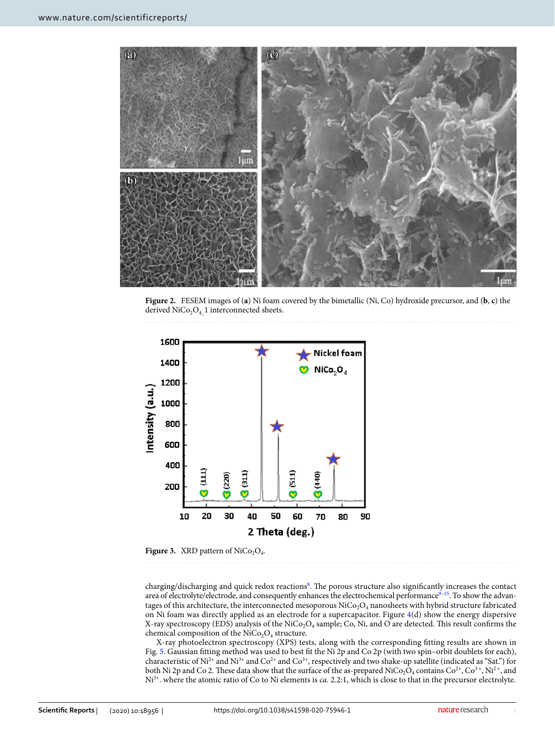**Figure 2.** FESEM images of (**a**) Ni foam covered by the bimetallic (Ni, Co) hydroxide precursor, and (**b**, **c**) the derived $NiCo_2O_{4\_}1$ interconnected sheets.

**Figure 3.** XRD pattern of $NiCo_2O_4$.

charging/discharging and quick redox reactions[8]. The porous structure also significantly increases the contact area of electrolyte/electrode, and consequently enhances the electrochemical performance[9–15]. To show the advantages of this architecture, the interconnected mesoporous $NiCo_2O_4$ nanosheets with hybrid structure fabricated on Ni foam was directly applied as an electrode for a supercapacitor. Figure 4(d) show the energy dispersive X-ray spectroscopy (EDS) analysis of the $NiCo_2O_4$ sample; Co, Ni, and O are detected. This result confirms the chemical composition of the $NiCo_2O_4$ structure.

X-ray photoelectron spectroscopy (XPS) tests, along with the corresponding fitting results are shown in Fig. 5. Gaussian fitting method was used to best fit the Ni 2p and Co 2p (with two spin–orbit doublets for each), characteristic of $Ni^{2+}$ and $Ni^{3+}$ and $Co^{2+}$ and $Co^{3+}$, respectively and two shake-up satellite (indicated as "Sat.") for both Ni 2p and Co 2. These data show that the surface of the as-prepared $NiCo_2O_4$ contains $Co^{2+}$, $Co^{3+}$, $Ni^{2+}$, and $Ni^{3+}$. where the atomic ratio of Co to Ni elements is *ca.* 2.2:1, which is close to that in the precursor electrolyte.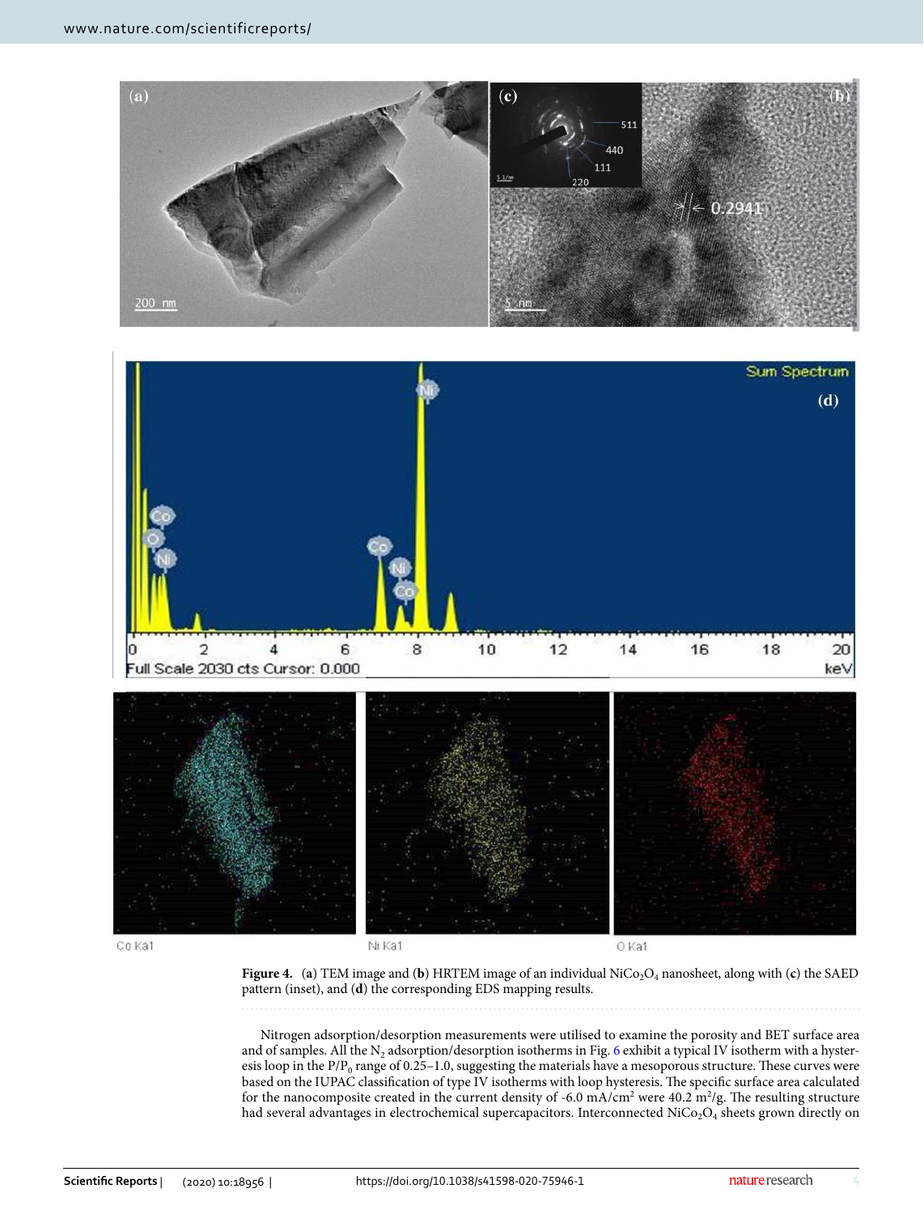**Figure 4.** (**a**) TEM image and (**b**) HRTEM image of an individual $NiCo_2O_4$ nanosheet, along with (**c**) the SAED pattern (inset), and (**d**) the corresponding EDS mapping results.

Nitrogen adsorption/desorption measurements were utilised to examine the porosity and BET surface area and of samples. All the $N_2$ adsorption/desorption isotherms in Fig. 6 exhibit a typical IV isotherm with a hysteresis loop in the $P/P_0$ range of 0.25–1.0, suggesting the materials have a mesoporous structure. These curves were based on the IUPAC classification of type IV isotherms with loop hysteresis. The specific surface area calculated for the nanocomposite created in the current density of -6.0 mA/cm$^2$ were 40.2 m$^2$/g. The resulting structure had several advantages in electrochemical supercapacitors. Interconnected $NiCo_2O_4$ sheets grown directly on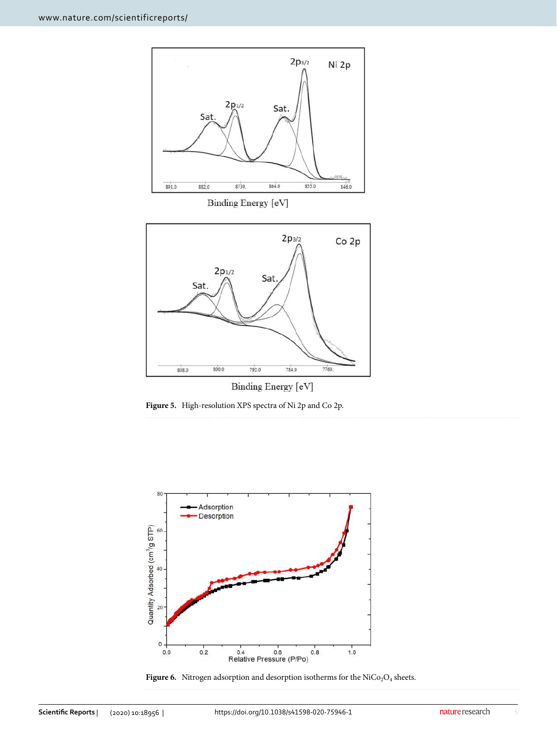Figure 5. High-resolution XPS spectra of Ni 2p and Co 2p.

Figure 6. Nitrogen adsorption and desorption isotherms for the $NiCo_2O_4$ sheets.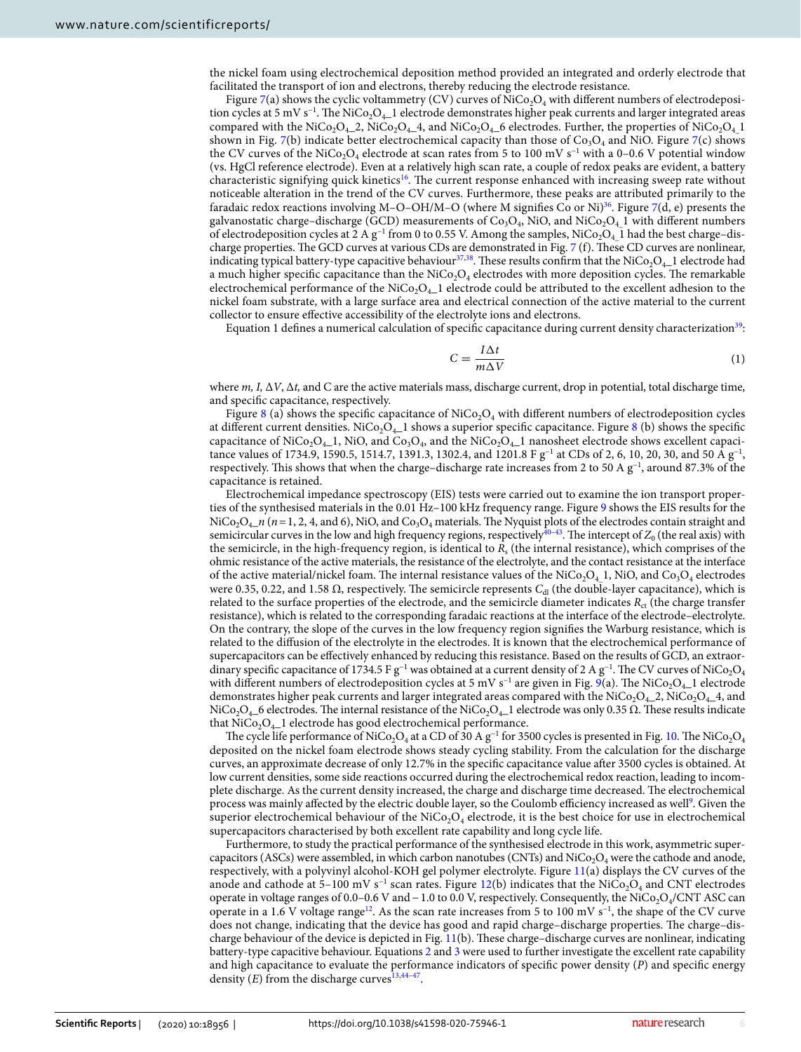the nickel foam using electrochemical deposition method provided an integrated and orderly electrode that facilitated the transport of ion and electrons, thereby reducing the electrode resistance.

Figure 7(a) shows the cyclic voltammetry (CV) curves of $NiCo_2O_4$ with different numbers of electrodeposition cycles at 5 mV $s^{-1}$. The $NiCo_2O_4$_1 electrode demonstrates higher peak currents and larger integrated areas compared with the $NiCo_2O_4$_2, $NiCo_2O_4$_4, and $NiCo_2O_4$_6 electrodes. Further, the properties of $NiCo_2O_4$_1 shown in Fig. 7(b) indicate better electrochemical capacity than those of $Co_3O_4$ and NiO. Figure 7(c) shows the CV curves of the $NiCo_2O_4$ electrode at scan rates from 5 to 100 mV $s^{-1}$ with a 0–0.6 V potential window (vs. HgCl reference electrode). Even at a relatively high scan rate, a couple of redox peaks are evident, a battery characteristic signifying quick kinetics[16]. The current response enhanced with increasing sweep rate without noticeable alteration in the trend of the CV curves. Furthermore, these peaks are attributed primarily to the faradaic redox reactions involving M–O–OH/M–O (where M signifies Co or Ni)[36]. Figure 7(d, e) presents the galvanostatic charge–discharge (GCD) measurements of $Co_3O_4$, NiO, and $NiCo_2O_4$_1 with different numbers of electrodeposition cycles at 2 A $g^{-1}$ from 0 to 0.55 V. Among the samples, $NiCo_2O_4$_1 had the best charge–discharge properties. The GCD curves at various CDs are demonstrated in Fig. 7 (f). These CD curves are nonlinear, indicating typical battery-type capacitive behaviour[37,38]. These results confirm that the $NiCo_2O_4$_1 electrode had a much higher specific capacitance than the $NiCo_2O_4$ electrodes with more deposition cycles. The remarkable electrochemical performance of the $NiCo_2O_4$_1 electrode could be attributed to the excellent adhesion to the nickel foam substrate, with a large surface area and electrical connection of the active material to the current collector to ensure effective accessibility of the electrolyte ions and electrons.

Equation 1 defines a numerical calculation of specific capacitance during current density characterization[39]:

$$C = \frac{I\Delta t}{m\Delta V} \tag{1}$$

where $m$, $I$, $\Delta V$, $\Delta t$, and C are the active materials mass, discharge current, drop in potential, total discharge time, and specific capacitance, respectively.

Figure 8 (a) shows the specific capacitance of $NiCo_2O_4$ with different numbers of electrodeposition cycles at different current densities. $NiCo_2O_4$_1 shows a superior specific capacitance. Figure 8 (b) shows the specific capacitance of $NiCo_2O_4$_1, NiO, and $Co_3O_4$, and the $NiCo_2O_4$_1 nanosheet electrode shows excellent capacitance values of 1734.9, 1590.5, 1514.7, 1391.3, 1302.4, and 1201.8 F $g^{-1}$ at CDs of 2, 6, 10, 20, 30, and 50 A $g^{-1}$, respectively. This shows that when the charge–discharge rate increases from 2 to 50 A $g^{-1}$, around 87.3% of the capacitance is retained.

Electrochemical impedance spectroscopy (EIS) tests were carried out to examine the ion transport properties of the synthesised materials in the 0.01 Hz–100 kHz frequency range. Figure 9 shows the EIS results for the $NiCo_2O_4$_$n$ ($n$ = 1, 2, 4, and 6), NiO, and $Co_3O_4$ materials. The Nyquist plots of the electrodes contain straight and semicircular curves in the low and high frequency regions, respectively[40–43]. The intercept of $Z_0$ (the real axis) with the semicircle, in the high-frequency region, is identical to $R_s$ (the internal resistance), which comprises of the ohmic resistance of the active materials, the resistance of the electrolyte, and the contact resistance at the interface of the active material/nickel foam. The internal resistance values of the $NiCo_2O_4$_1, NiO, and $Co_3O_4$ electrodes were 0.35, 0.22, and 1.58 Ω, respectively. The semicircle represents $C_{dl}$ (the double-layer capacitance), which is related to the surface properties of the electrode, and the semicircle diameter indicates $R_{ct}$ (the charge transfer resistance), which is related to the corresponding faradaic reactions at the interface of the electrode–electrolyte. On the contrary, the slope of the curves in the low frequency region signifies the Warburg resistance, which is related to the diffusion of the electrolyte in the electrodes. It is known that the electrochemical performance of supercapacitors can be effectively enhanced by reducing this resistance. Based on the results of GCD, an extraordinary specific capacitance of 1734.5 F $g^{-1}$ was obtained at a current density of 2 A $g^{-1}$. The CV curves of $NiCo_2O_4$ with different numbers of electrodeposition cycles at 5 mV $s^{-1}$ are given in Fig. 9(a). The $NiCo_2O_4$_1 electrode demonstrates higher peak currents and larger integrated areas compared with the $NiCo_2O_4$_2, $NiCo_2O_4$_4, and $NiCo_2O_4$_6 electrodes. The internal resistance of the $NiCo_2O_4$_1 electrode was only 0.35 Ω. These results indicate that $NiCo_2O_4$_1 electrode has good electrochemical performance.

The cycle life performance of $NiCo_2O_4$ at a CD of 30 A $g^{-1}$ for 3500 cycles is presented in Fig. 10. The $NiCo_2O_4$ deposited on the nickel foam electrode shows steady cycling stability. From the calculation for the discharge curves, an approximate decrease of only 12.7% in the specific capacitance value after 3500 cycles is obtained. At low current densities, some side reactions occurred during the electrochemical redox reaction, leading to incomplete discharge. As the current density increased, the charge and discharge time decreased. The electrochemical process was mainly affected by the electric double layer, so the Coulomb efficiency increased as well[9]. Given the superior electrochemical behaviour of the $NiCo_2O_4$ electrode, it is the best choice for use in electrochemical supercapacitors characterised by both excellent rate capability and long cycle life.

Furthermore, to study the practical performance of the synthesised electrode in this work, asymmetric supercapacitors (ASCs) were assembled, in which carbon nanotubes (CNTs) and $NiCo_2O_4$ were the cathode and anode, respectively, with a polyvinyl alcohol-KOH gel polymer electrolyte. Figure 11(a) displays the CV curves of the anode and cathode at 5–100 mV $s^{-1}$ scan rates. Figure 12(b) indicates that the $NiCo_2O_4$ and CNT electrodes operate in voltage ranges of 0.0–0.6 V and – 1.0 to 0.0 V, respectively. Consequently, the $NiCo_2O_4$/CNT ASC can operate in a 1.6 V voltage range[12]. As the scan rate increases from 5 to 100 mV $s^{-1}$, the shape of the CV curve does not change, indicating that the device has good and rapid charge–discharge properties. The charge–discharge behaviour of the device is depicted in Fig. 11(b). These charge–discharge curves are nonlinear, indicating battery-type capacitive behaviour. Equations 2 and 3 were used to further investigate the excellent rate capability and high capacitance to evaluate the performance indicators of specific power density ($P$) and specific energy density ($E$) from the discharge curves[13,44–47].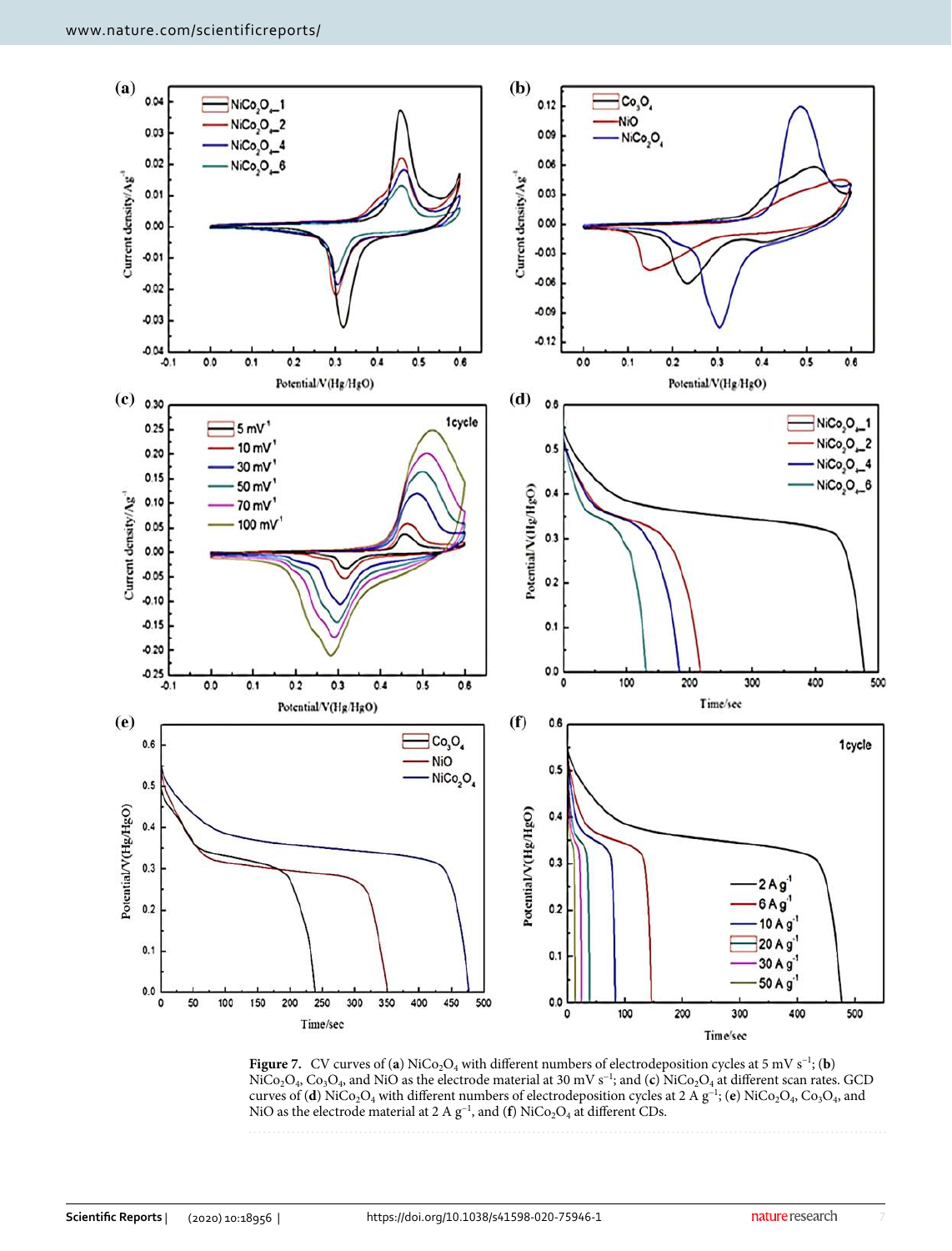**Figure 7.** CV curves of (**a**) $NiCo_2O_4$ with different numbers of electrodeposition cycles at 5 mV $s^{-1}$; (**b**) $NiCo_2O_4$, $Co_3O_4$, and NiO as the electrode material at 30 mV $s^{-1}$; and (**c**) $NiCo_2O_4$ at different scan rates. GCD curves of (**d**) $NiCo_2O_4$ with different numbers of electrodeposition cycles at 2 A $g^{-1}$; (**e**) $NiCo_2O_4$, $Co_3O_4$, and NiO as the electrode material at 2 A $g^{-1}$, and (**f**) $NiCo_2O_4$ at different CDs.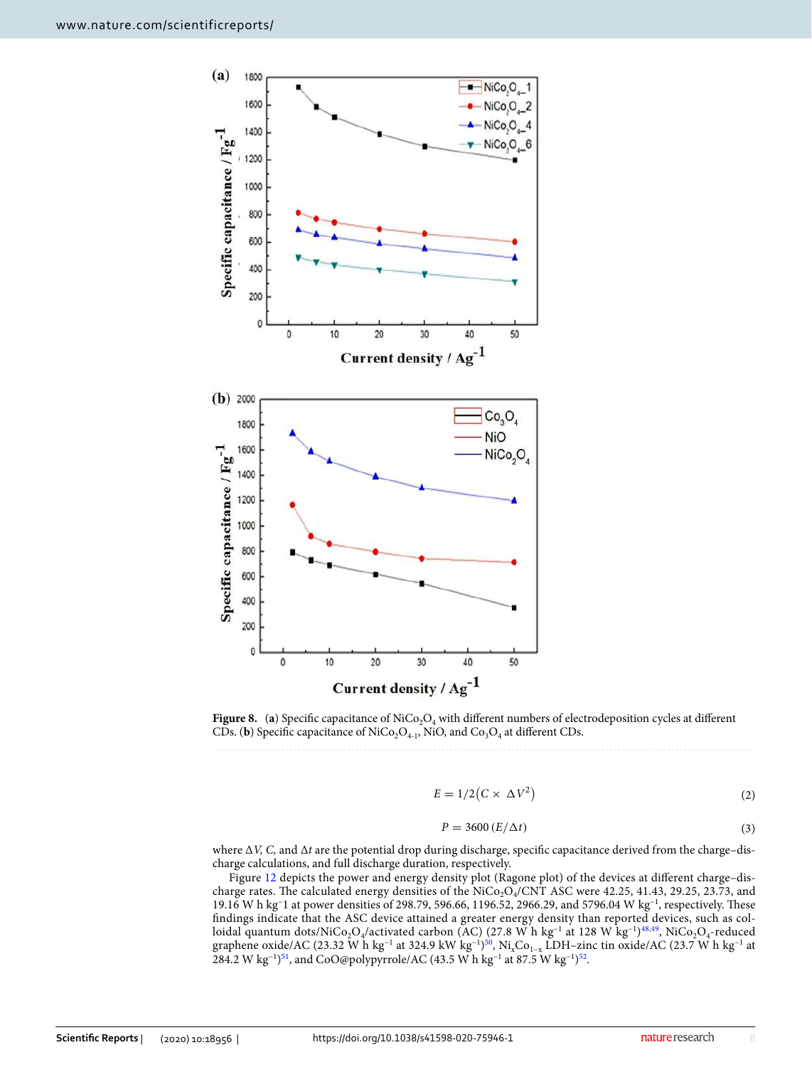**Figure 8.** (**a**) Specific capacitance of $NiCo_2O_4$ with different numbers of electrodeposition cycles at different CDs. (**b**) Specific capacitance of $NiCo_2O_{4-1}$, NiO, and $Co_3O_4$ at different CDs.

$$E = 1/2\left(C \times \Delta V^2\right) \quad (2)$$

$$P = 3600\,(E/\Delta t) \quad (3)$$

where $\Delta V$, $C$, and $\Delta t$ are the potential drop during discharge, specific capacitance derived from the charge–discharge calculations, and full discharge duration, respectively.

Figure 12 depicts the power and energy density plot (Ragone plot) of the devices at different charge–discharge rates. The calculated energy densities of the $NiCo_2O_4$/CNT ASC were 42.25, 41.43, 29.25, 23.73, and 19.16 W h kg$^{-1}$ at power densities of 298.79, 596.66, 1196.52, 2966.29, and 5796.04 W kg$^{-1}$, respectively. These findings indicate that the ASC device attained a greater energy density than reported devices, such as colloidal quantum dots/$NiCo_2O_4$/activated carbon (AC) (27.8 W h kg$^{-1}$ at 128 W kg$^{-1}$)[48,49], $NiCo_2O_4$-reduced graphene oxide/AC (23.32 W h kg$^{-1}$ at 324.9 kW kg$^{-1}$)[50], $Ni_xCo_{1-x}$ LDH–zinc tin oxide/AC (23.7 W h kg$^{-1}$ at 284.2 W kg$^{-1}$)[51], and CoO@polypyrrole/AC (43.5 W h kg$^{-1}$ at 87.5 W kg$^{-1}$)[52].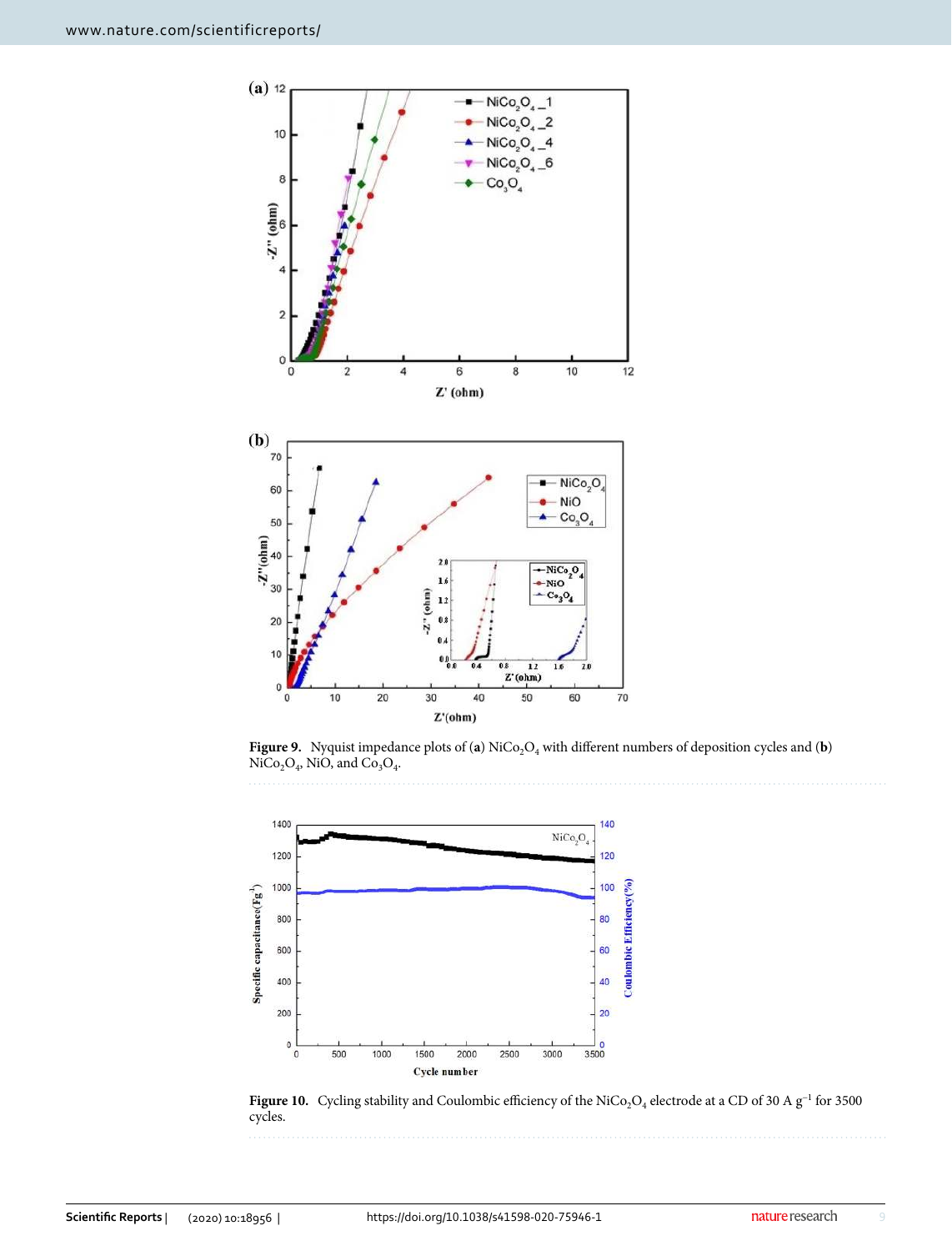**Figure 9.** Nyquist impedance plots of (**a**) $NiCo_2O_4$ with different numbers of deposition cycles and (**b**) $NiCo_2O_4$, NiO, and $Co_3O_4$.

**Figure 10.** Cycling stability and Coulombic efficiency of the $NiCo_2O_4$ electrode at a CD of 30 A $g^{-1}$ for 3500 cycles.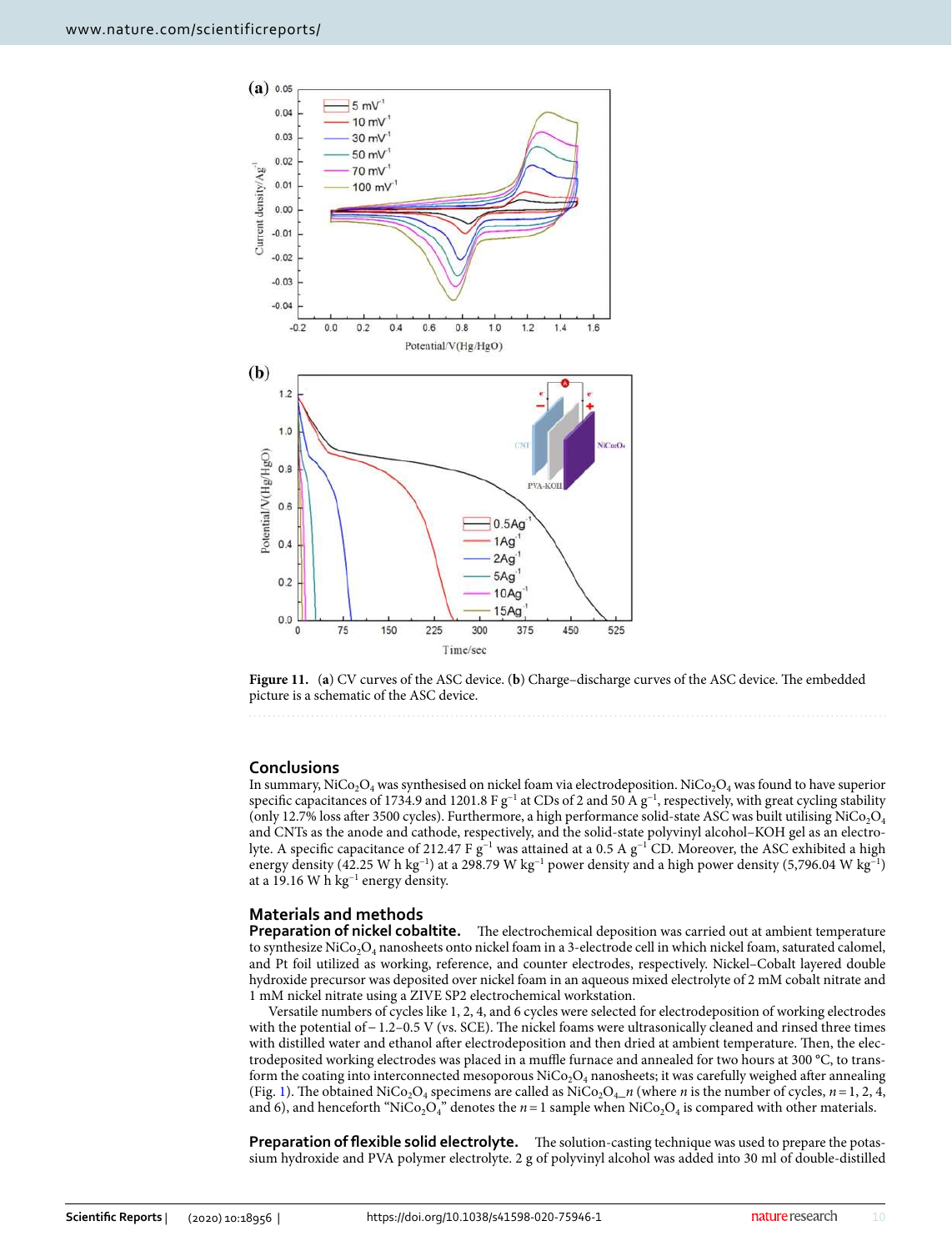Figure 11. (a) CV curves of the ASC device. (b) Charge–discharge curves of the ASC device. The embedded picture is a schematic of the ASC device.

## Conclusions

In summary, $NiCo_2O_4$ was synthesised on nickel foam via electrodeposition. $NiCo_2O_4$ was found to have superior specific capacitances of 1734.9 and 1201.8 F $g^{-1}$ at CDs of 2 and 50 A $g^{-1}$, respectively, with great cycling stability (only 12.7% loss after 3500 cycles). Furthermore, a high performance solid-state ASC was built utilising $NiCo_2O_4$ and CNTs as the anode and cathode, respectively, and the solid-state polyvinyl alcohol–KOH gel as an electrolyte. A specific capacitance of 212.47 F $g^{-1}$ was attained at a 0.5 A $g^{-1}$ CD. Moreover, the ASC exhibited a high energy density (42.25 W h $kg^{-1}$) at a 298.79 W $kg^{-1}$ power density and a high power density (5,796.04 W $kg^{-1}$) at a 19.16 W h $kg^{-1}$ energy density.

## Materials and methods

**Preparation of nickel cobaltite.** The electrochemical deposition was carried out at ambient temperature to synthesize $NiCo_2O_4$ nanosheets onto nickel foam in a 3-electrode cell in which nickel foam, saturated calomel, and Pt foil utilized as working, reference, and counter electrodes, respectively. Nickel–Cobalt layered double hydroxide precursor was deposited over nickel foam in an aqueous mixed electrolyte of 2 mM cobalt nitrate and 1 mM nickel nitrate using a ZIVE SP2 electrochemical workstation.

Versatile numbers of cycles like 1, 2, 4, and 6 cycles were selected for electrodeposition of working electrodes with the potential of − 1.2–0.5 V (vs. SCE). The nickel foams were ultrasonically cleaned and rinsed three times with distilled water and ethanol after electrodeposition and then dried at ambient temperature. Then, the electrodeposited working electrodes was placed in a muffle furnace and annealed for two hours at 300 °C, to transform the coating into interconnected mesoporous $NiCo_2O_4$ nanosheets; it was carefully weighed after annealing (Fig. 1). The obtained $NiCo_2O_4$ specimens are called as $NiCo_2O_4$_*n* (where *n* is the number of cycles, $n = 1, 2, 4$, and 6), and henceforth "$NiCo_2O_4$" denotes the $n = 1$ sample when $NiCo_2O_4$ is compared with other materials.

**Preparation of flexible solid electrolyte.** The solution-casting technique was used to prepare the potassium hydroxide and PVA polymer electrolyte. 2 g of polyvinyl alcohol was added into 30 ml of double-distilled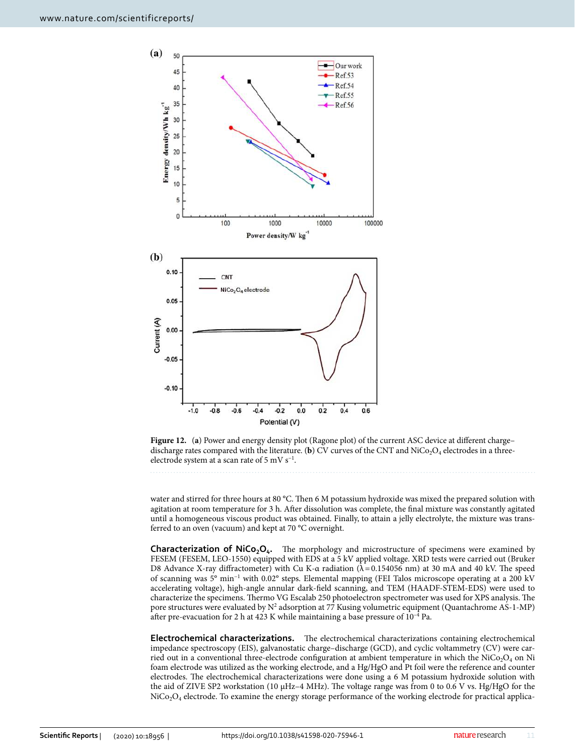**Figure 12.** (**a**) Power and energy density plot (Ragone plot) of the current ASC device at different charge–discharge rates compared with the literature. (**b**) CV curves of the CNT and $NiCo_2O_4$ electrodes in a three-electrode system at a scan rate of 5 mV $s^{-1}$.

water and stirred for three hours at 80 °C. Then 6 M potassium hydroxide was mixed the prepared solution with agitation at room temperature for 3 h. After dissolution was complete, the final mixture was constantly agitated until a homogeneous viscous product was obtained. Finally, to attain a jelly electrolyte, the mixture was transferred to an oven (vacuum) and kept at 70 °C overnight.

**Characterization of $NiCo_2O_4$.** The morphology and microstructure of specimens were examined by FESEM (FESEM, LEO-1550) equipped with EDS at a 5 kV applied voltage. XRD tests were carried out (Bruker D8 Advance X-ray diffractometer) with Cu K-α radiation (λ = 0.154056 nm) at 30 mA and 40 kV. The speed of scanning was 5° $min^{-1}$ with 0.02° steps. Elemental mapping (FEI Talos microscope operating at a 200 kV accelerating voltage), high-angle annular dark-field scanning, and TEM (HAADF-STEM-EDS) were used to characterize the specimens. Thermo VG Escalab 250 photoelectron spectrometer was used for XPS analysis. The pore structures were evaluated by $N^2$ adsorption at 77 Kusing volumetric equipment (Quantachrome AS-1-MP) after pre-evacuation for 2 h at 423 K while maintaining a base pressure of $10^{-4}$ Pa.

**Electrochemical characterizations.** The electrochemical characterizations containing electrochemical impedance spectroscopy (EIS), galvanostatic charge–discharge (GCD), and cyclic voltammetry (CV) were carried out in a conventional three-electrode configuration at ambient temperature in which the $NiCo_2O_4$ on Ni foam electrode was utilized as the working electrode, and a Hg/HgO and Pt foil were the reference and counter electrodes. The electrochemical characterizations were done using a 6 M potassium hydroxide solution with the aid of ZIVE SP2 workstation (10 μHz–4 MHz). The voltage range was from 0 to 0.6 V vs. Hg/HgO for the $NiCo_2O_4$ electrode. To examine the energy storage performance of the working electrode for practical applica-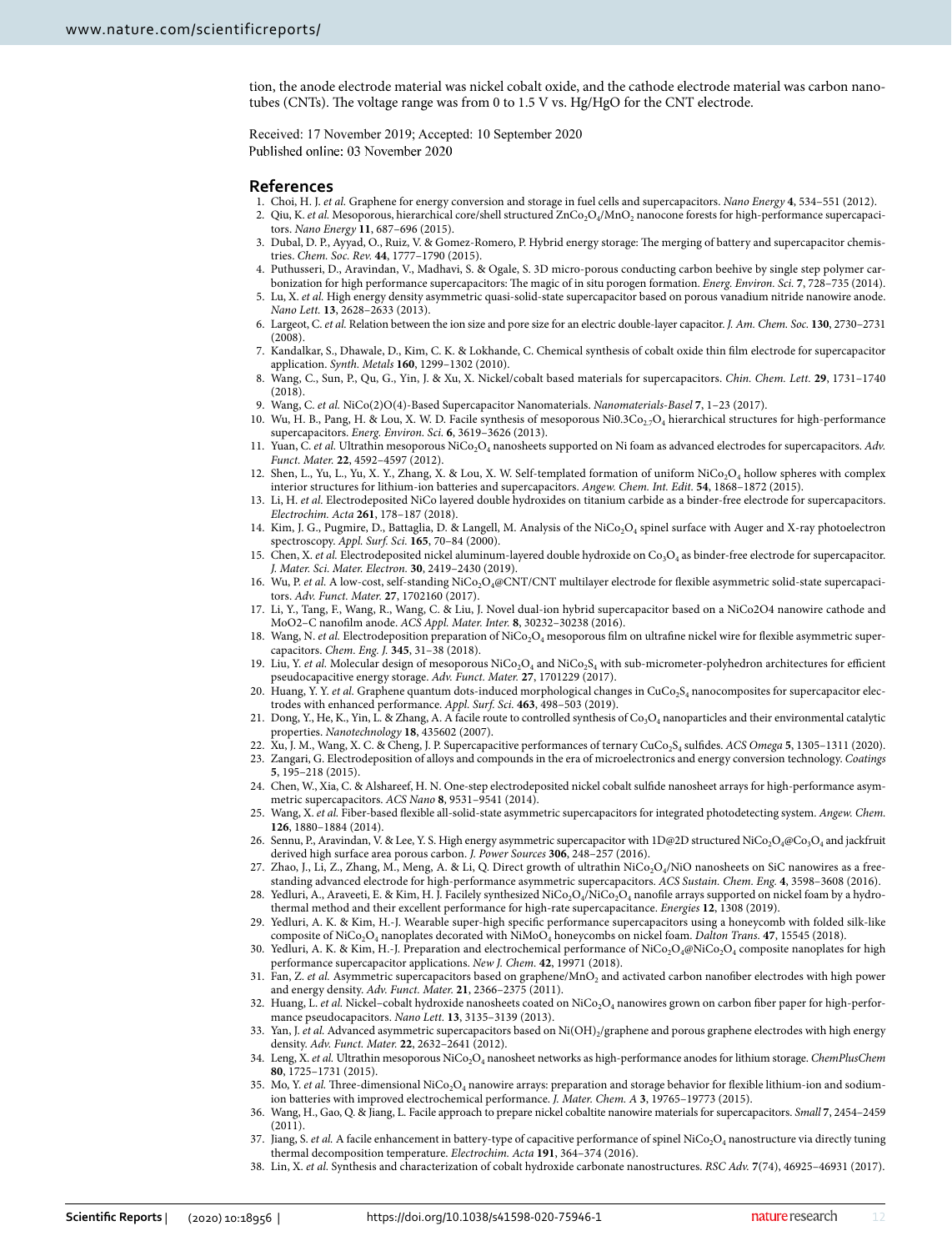tion, the anode electrode material was nickel cobalt oxide, and the cathode electrode material was carbon nanotubes (CNTs). The voltage range was from 0 to 1.5 V vs. Hg/HgO for the CNT electrode.

Received: 17 November 2019; Accepted: 10 September 2020
Published online: 03 November 2020

## References

1. Choi, H. J. *et al.* Graphene for energy conversion and storage in fuel cells and supercapacitors. *Nano Energy* **4**, 534–551 (2012).
2. Qiu, K. *et al.* Mesoporous, hierarchical core/shell structured $ZnCo_2O_4/MnO_2$ nanocone forests for high-performance supercapacitors. *Nano Energy* **11**, 687–696 (2015).
3. Dubal, D. P., Ayyad, O., Ruiz, V. & Gomez-Romero, P. Hybrid energy storage: The merging of battery and supercapacitor chemistries. *Chem. Soc. Rev.* **44**, 1777–1790 (2015).
4. Puthusseri, D., Aravindan, V., Madhavi, S. & Ogale, S. 3D micro-porous conducting carbon beehive by single step polymer carbonization for high performance supercapacitors: The magic of in situ porogen formation. *Energ. Environ. Sci.* **7**, 728–735 (2014).
5. Lu, X. *et al.* High energy density asymmetric quasi-solid-state supercapacitor based on porous vanadium nitride nanowire anode. *Nano Lett.* **13**, 2628–2633 (2013).
6. Largeot, C. *et al.* Relation between the ion size and pore size for an electric double-layer capacitor. *J. Am. Chem. Soc.* **130**, 2730–2731 (2008).
7. Kandalkar, S., Dhawale, D., Kim, C. K. & Lokhande, C. Chemical synthesis of cobalt oxide thin film electrode for supercapacitor application. *Synth. Metals* **160**, 1299–1302 (2010).
8. Wang, C., Sun, P., Qu, G., Yin, J. & Xu, X. Nickel/cobalt based materials for supercapacitors. *Chin. Chem. Lett.* **29**, 1731–1740 (2018).
9. Wang, C. *et al.* NiCo(2)O(4)-Based Supercapacitor Nanomaterials. *Nanomaterials-Basel* **7**, 1–23 (2017).
10. Wu, H. B., Pang, H. & Lou, X. W. D. Facile synthesis of mesoporous $Ni0.3Co_{2.7}O_4$ hierarchical structures for high-performance supercapacitors. *Energ. Environ. Sci.* **6**, 3619–3626 (2013).
11. Yuan, C. *et al.* Ultrathin mesoporous $NiCo_2O_4$ nanosheets supported on Ni foam as advanced electrodes for supercapacitors. *Adv. Funct. Mater.* **22**, 4592–4597 (2012).
12. Shen, L., Yu, L., Yu, X. Y., Zhang, X. & Lou, X. W. Self-templated formation of uniform $NiCo_2O_4$ hollow spheres with complex interior structures for lithium-ion batteries and supercapacitors. *Angew. Chem. Int. Edit.* **54**, 1868–1872 (2015).
13. Li, H. *et al.* Electrodeposited NiCo layered double hydroxides on titanium carbide as a binder-free electrode for supercapacitors. *Electrochim. Acta* **261**, 178–187 (2018).
14. Kim, J. G., Pugmire, D., Battaglia, D. & Langell, M. Analysis of the $NiCo_2O_4$ spinel surface with Auger and X-ray photoelectron spectroscopy. *Appl. Surf. Sci.* **165**, 70–84 (2000).
15. Chen, X. *et al.* Electrodeposited nickel aluminum-layered double hydroxide on $Co_3O_4$ as binder-free electrode for supercapacitor. *J. Mater. Sci. Mater. Electron.* **30**, 2419–2430 (2019).
16. Wu, P. *et al.* A low-cost, self-standing $NiCo_2O_4$@CNT/CNT multilayer electrode for flexible asymmetric solid-state supercapacitors. *Adv. Funct. Mater.* **27**, 1702160 (2017).
17. Li, Y., Tang, F., Wang, R., Wang, C. & Liu, J. Novel dual-ion hybrid supercapacitor based on a NiCo2O4 nanowire cathode and MoO2–C nanofilm anode. *ACS Appl. Mater. Inter.* **8**, 30232–30238 (2016).
18. Wang, N. *et al.* Electrodeposition preparation of $NiCo_2O_4$ mesoporous film on ultrafine nickel wire for flexible asymmetric supercapacitors. *Chem. Eng. J.* **345**, 31–38 (2018).
19. Liu, Y. *et al.* Molecular design of mesoporous $NiCo_2O_4$ and $NiCo_2S_4$ with sub-micrometer-polyhedron architectures for efficient pseudocapacitive energy storage. *Adv. Funct. Mater.* **27**, 1701229 (2017).
20. Huang, Y. Y. *et al.* Graphene quantum dots-induced morphological changes in $CuCo_2S_4$ nanocomposites for supercapacitor electrodes with enhanced performance. *Appl. Surf. Sci.* **463**, 498–503 (2019).
21. Dong, Y., He, K., Yin, L. & Zhang, A. A facile route to controlled synthesis of $Co_3O_4$ nanoparticles and their environmental catalytic properties. *Nanotechnology* **18**, 435602 (2007).
22. Xu, J. M., Wang, X. C. & Cheng, J. P. Supercapacitive performances of ternary $CuCo_2S_4$ sulfides. *ACS Omega* **5**, 1305–1311 (2020).
23. Zangari, G. Electrodeposition of alloys and compounds in the era of microelectronics and energy conversion technology. *Coatings* **5**, 195–218 (2015).
24. Chen, W., Xia, C. & Alshareef, H. N. One-step electrodeposited nickel cobalt sulfide nanosheet arrays for high-performance asymmetric supercapacitors. *ACS Nano* **8**, 9531–9541 (2014).
25. Wang, X. *et al.* Fiber-based flexible all-solid-state asymmetric supercapacitors for integrated photodetecting system. *Angew. Chem.* **126**, 1880–1884 (2014).
26. Sennu, P., Aravindan, V. & Lee, Y. S. High energy asymmetric supercapacitor with 1D@2D structured $NiCo_2O_4$@$Co_3O_4$ and jackfruit derived high surface area porous carbon. *J. Power Sources* **306**, 248–257 (2016).
27. Zhao, J., Li, Z., Zhang, M., Meng, A. & Li, Q. Direct growth of ultrathin $NiCo_2O_4$/NiO nanosheets on SiC nanowires as a free-standing advanced electrode for high-performance asymmetric supercapacitors. *ACS Sustain. Chem. Eng.* **4**, 3598–3608 (2016).
28. Yedluri, A., Araveeti, E. & Kim, H. J. Facilely synthesized $NiCo_2O_4/NiCo_2O_4$ nanofile arrays supported on nickel foam by a hydrothermal method and their excellent performance for high-rate supercapacitance. *Energies* **12**, 1308 (2019).
29. Yedluri, A. K. & Kim, H.-J. Wearable super-high specific performance supercapacitors using a honeycomb with folded silk-like composite of $NiCo_2O_4$ nanoplates decorated with $NiMoO_4$ honeycombs on nickel foam. *Dalton Trans.* **47**, 15545 (2018).
30. Yedluri, A. K. & Kim, H.-J. Preparation and electrochemical performance of $NiCo_2O_4$@$NiCo_2O_4$ composite nanoplates for high performance supercapacitor applications. *New J. Chem.* **42**, 19971 (2018).
31. Fan, Z. *et al.* Asymmetric supercapacitors based on graphene/$MnO_2$ and activated carbon nanofiber electrodes with high power and energy density. *Adv. Funct. Mater.* **21**, 2366–2375 (2011).
32. Huang, L. *et al.* Nickel–cobalt hydroxide nanosheets coated on $NiCo_2O_4$ nanowires grown on carbon fiber paper for high-performance pseudocapacitors. *Nano Lett.* **13**, 3135–3139 (2013).
33. Yan, J. *et al.* Advanced asymmetric supercapacitors based on $Ni(OH)_2$/graphene and porous graphene electrodes with high energy density. *Adv. Funct. Mater.* **22**, 2632–2641 (2012).
34. Leng, X. *et al.* Ultrathin mesoporous $NiCo_2O_4$ nanosheet networks as high-performance anodes for lithium storage. *ChemPlusChem* **80**, 1725–1731 (2015).
35. Mo, Y. *et al.* Three-dimensional $NiCo_2O_4$ nanowire arrays: preparation and storage behavior for flexible lithium-ion and sodium-ion batteries with improved electrochemical performance. *J. Mater. Chem. A* **3**, 19765–19773 (2015).
36. Wang, H., Gao, Q. & Jiang, L. Facile approach to prepare nickel cobaltite nanowire materials for supercapacitors. *Small* **7**, 2454–2459 (2011).
37. Jiang, S. *et al.* A facile enhancement in battery-type of capacitive performance of spinel $NiCo_2O_4$ nanostructure via directly tuning thermal decomposition temperature. *Electrochim. Acta* **191**, 364–374 (2016).
38. Lin, X. *et al.* Synthesis and characterization of cobalt hydroxide carbonate nanostructures. *RSC Adv.* **7**(74), 46925–46931 (2017).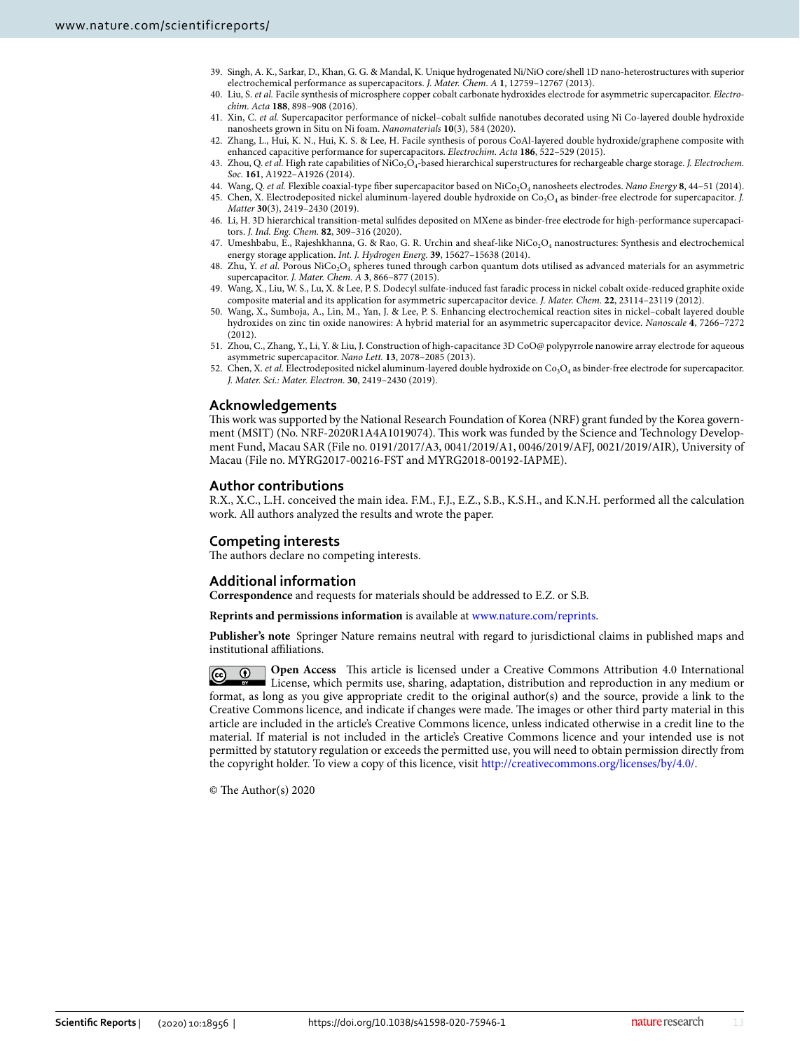39. Singh, A. K., Sarkar, D., Khan, G. G. & Mandal, K. Unique hydrogenated Ni/NiO core/shell 1D nano-heterostructures with superior electrochemical performance as supercapacitors. *J. Mater. Chem. A* **1**, 12759–12767 (2013).
40. Liu, S. *et al.* Facile synthesis of microsphere copper cobalt carbonate hydroxides electrode for asymmetric supercapacitor. *Electrochim. Acta* **188**, 898–908 (2016).
41. Xin, C. *et al.* Supercapacitor performance of nickel–cobalt sulfide nanotubes decorated using Ni Co-layered double hydroxide nanosheets grown in Situ on Ni foam. *Nanomaterials* **10**(3), 584 (2020).
42. Zhang, L., Hui, K. N., Hui, K. S. & Lee, H. Facile synthesis of porous CoAl-layered double hydroxide/graphene composite with enhanced capacitive performance for supercapacitors. *Electrochim. Acta* **186**, 522–529 (2015).
43. Zhou, Q. *et al.* High rate capabilities of $NiCo_2O_4$-based hierarchical superstructures for rechargeable charge storage. *J. Electrochem. Soc.* **161**, A1922–A1926 (2014).
44. Wang, Q. *et al.* Flexible coaxial-type fiber supercapacitor based on $NiCo_2O_4$ nanosheets electrodes. *Nano Energy* **8**, 44–51 (2014).
45. Chen, X. Electrodeposited nickel aluminum-layered double hydroxide on $Co_3O_4$ as binder-free electrode for supercapacitor. *J. Matter* **30**(3), 2419–2430 (2019).
46. Li, H. 3D hierarchical transition-metal sulfides deposited on MXene as binder-free electrode for high-performance supercapacitors. *J. Ind. Eng. Chem.* **82**, 309–316 (2020).
47. Umeshbabu, E., Rajeshkhanna, G. & Rao, G. R. Urchin and sheaf-like $NiCo_2O_4$ nanostructures: Synthesis and electrochemical energy storage application. *Int. J. Hydrogen Energ.* **39**, 15627–15638 (2014).
48. Zhu, Y. *et al.* Porous $NiCo_2O_4$ spheres tuned through carbon quantum dots utilised as advanced materials for an asymmetric supercapacitor. *J. Mater. Chem. A* **3**, 866–877 (2015).
49. Wang, X., Liu, W. S., Lu, X. & Lee, P. S. Dodecyl sulfate-induced fast faradic process in nickel cobalt oxide-reduced graphite oxide composite material and its application for asymmetric supercapacitor device. *J. Mater. Chem.* **22**, 23114–23119 (2012).
50. Wang, X., Sumboja, A., Lin, M., Yan, J. & Lee, P. S. Enhancing electrochemical reaction sites in nickel–cobalt layered double hydroxides on zinc tin oxide nanowires: A hybrid material for an asymmetric supercapacitor device. *Nanoscale* **4**, 7266–7272 (2012).
51. Zhou, C., Zhang, Y., Li, Y. & Liu, J. Construction of high-capacitance 3D CoO@ polypyrrole nanowire array electrode for aqueous asymmetric supercapacitor. *Nano Lett.* **13**, 2078–2085 (2013).
52. Chen, X. *et al.* Electrodeposited nickel aluminum-layered double hydroxide on $Co_3O_4$ as binder-free electrode for supercapacitor. *J. Mater. Sci.: Mater. Electron.* **30**, 2419–2430 (2019).

## Acknowledgements

This work was supported by the National Research Foundation of Korea (NRF) grant funded by the Korea government (MSIT) (No. NRF-2020R1A4A1019074). This work was funded by the Science and Technology Development Fund, Macau SAR (File no. 0191/2017/A3, 0041/2019/A1, 0046/2019/AFJ, 0021/2019/AIR), University of Macau (File no. MYRG2017-00216-FST and MYRG2018-00192-IAPME).

## Author contributions

R.X., X.C., L.H. conceived the main idea. F.M., F.J., E.Z., S.B., K.S.H., and K.N.H. performed all the calculation work. All authors analyzed the results and wrote the paper.

## Competing interests

The authors declare no competing interests.

## Additional information

**Correspondence** and requests for materials should be addressed to E.Z. or S.B.

**Reprints and permissions information** is available at www.nature.com/reprints.

**Publisher's note** Springer Nature remains neutral with regard to jurisdictional claims in published maps and institutional affiliations.

**Open Access** This article is licensed under a Creative Commons Attribution 4.0 International License, which permits use, sharing, adaptation, distribution and reproduction in any medium or format, as long as you give appropriate credit to the original author(s) and the source, provide a link to the Creative Commons licence, and indicate if changes were made. The images or other third party material in this article are included in the article's Creative Commons licence, unless indicated otherwise in a credit line to the material. If material is not included in the article's Creative Commons licence and your intended use is not permitted by statutory regulation or exceeds the permitted use, you will need to obtain permission directly from the copyright holder. To view a copy of this licence, visit http://creativecommons.org/licenses/by/4.0/.

© The Author(s) 2020